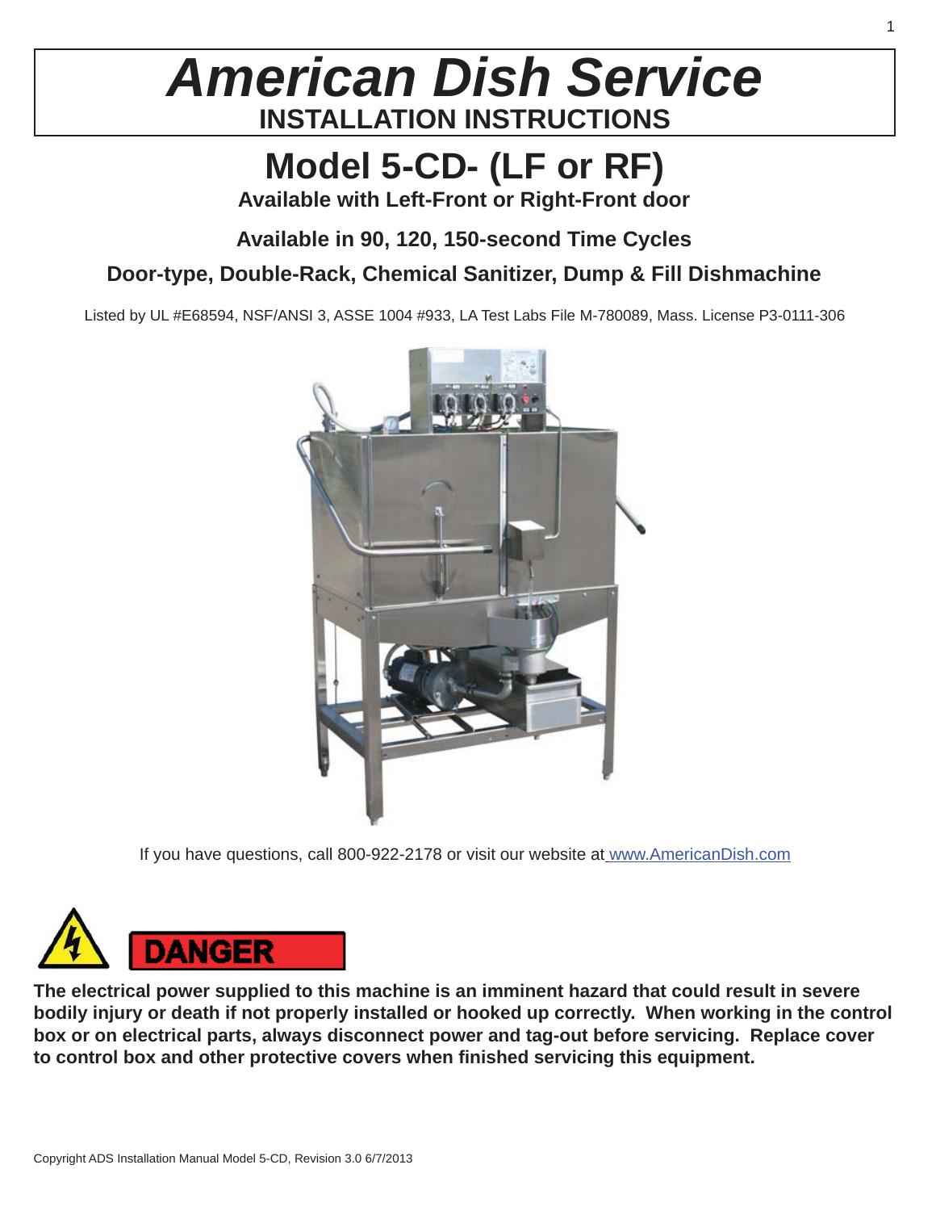# American Dish Service

## INSTALLATION INSTRUCTIONS

# Model 5-CD- (LF or RF)

**Available with Left-Front or Right-Front door**

**Available in 90, 120, 150-second Time Cycles**

**Door-type, Double-Rack, Chemical Sanitizer, Dump & Fill Dishmachine**

Listed by UL #E68594, NSF/ANSI 3, ASSE 1004 #933, LA Test Labs File M-780089, Mass. License P3-0111-306

If you have questions, call 800-922-2178 or visit our website at www.AmericanDish.com

**DANGER**

**The electrical power supplied to this machine is an imminent hazard that could result in severe bodily injury or death if not properly installed or hooked up correctly. When working in the control box or on electrical parts, always disconnect power and tag-out before servicing. Replace cover to control box and other protective covers when finished servicing this equipment.**

Copyright ADS Installation Manual Model 5-CD, Revision 3.0 6/7/2013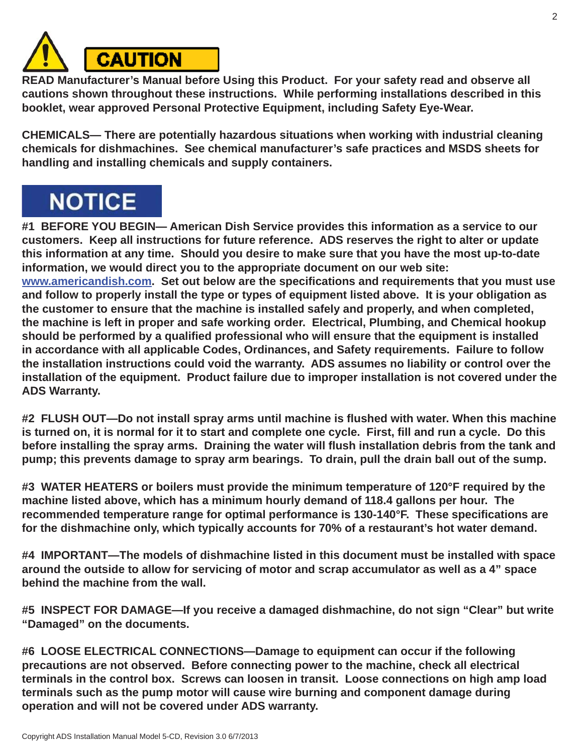## CAUTION

**READ Manufacturer's Manual before Using this Product. For your safety read and observe all cautions shown throughout these instructions. While performing installations described in this booklet, wear approved Personal Protective Equipment, including Safety Eye-Wear.**

**CHEMICALS— There are potentially hazardous situations when working with industrial cleaning chemicals for dishmachines. See chemical manufacturer's safe practices and MSDS sheets for handling and installing chemicals and supply containers.**

## NOTICE

**#1 BEFORE YOU BEGIN— American Dish Service provides this information as a service to our customers. Keep all instructions for future reference. ADS reserves the right to alter or update this information at any time. Should you desire to make sure that you have the most up-to-date information, we would direct you to the appropriate document on our web site: [www.americandish.com](http://www.americandish.com). Set out below are the specifications and requirements that you must use and follow to properly install the type or types of equipment listed above. It is your obligation as the customer to ensure that the machine is installed safely and properly, and when completed, the machine is left in proper and safe working order. Electrical, Plumbing, and Chemical hookup should be performed by a qualified professional who will ensure that the equipment is installed in accordance with all applicable Codes, Ordinances, and Safety requirements. Failure to follow the installation instructions could void the warranty. ADS assumes no liability or control over the installation of the equipment. Product failure due to improper installation is not covered under the ADS Warranty.**

**#2 FLUSH OUT—Do not install spray arms until machine is flushed with water. When this machine is turned on, it is normal for it to start and complete one cycle. First, fill and run a cycle. Do this before installing the spray arms. Draining the water will flush installation debris from the tank and pump; this prevents damage to spray arm bearings. To drain, pull the drain ball out of the sump.**

**#3 WATER HEATERS or boilers must provide the minimum temperature of 120°F required by the machine listed above, which has a minimum hourly demand of 118.4 gallons per hour. The recommended temperature range for optimal performance is 130-140°F. These specifications are for the dishmachine only, which typically accounts for 70% of a restaurant's hot water demand.**

**#4 IMPORTANT—The models of dishmachine listed in this document must be installed with space around the outside to allow for servicing of motor and scrap accumulator as well as a 4" space behind the machine from the wall.**

**#5 INSPECT FOR DAMAGE—If you receive a damaged dishmachine, do not sign "Clear" but write "Damaged" on the documents.**

**#6 LOOSE ELECTRICAL CONNECTIONS—Damage to equipment can occur if the following precautions are not observed. Before connecting power to the machine, check all electrical terminals in the control box. Screws can loosen in transit. Loose connections on high amp load terminals such as the pump motor will cause wire burning and component damage during operation and will not be covered under ADS warranty.**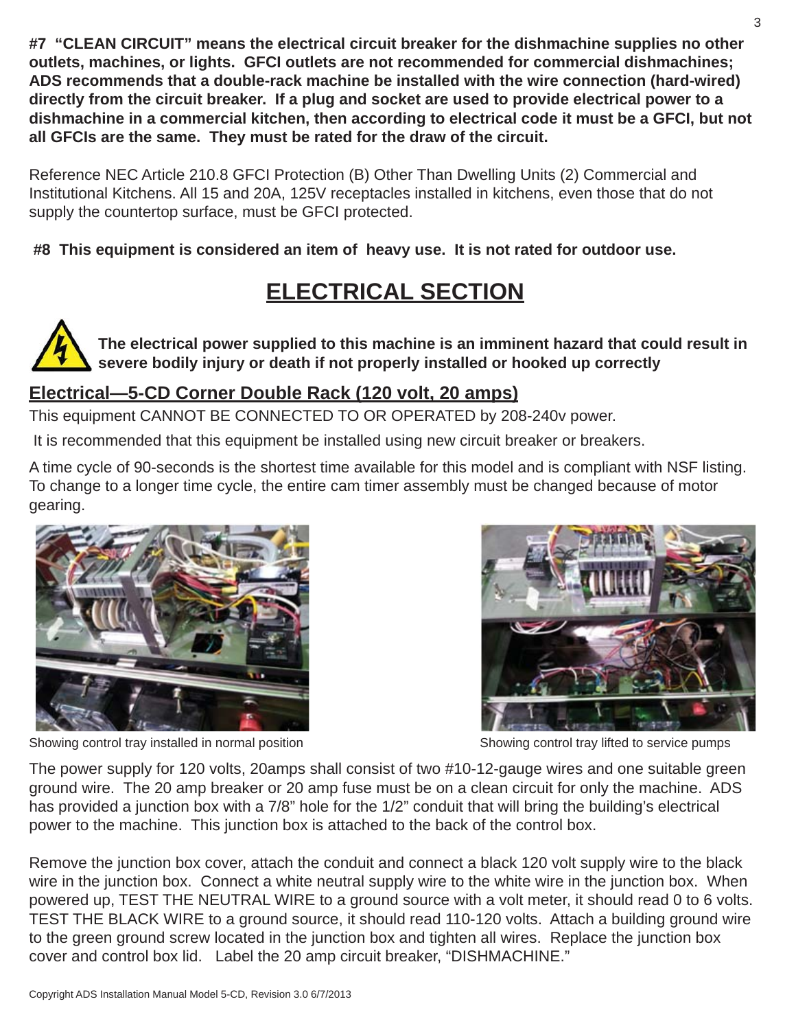**#7 "CLEAN CIRCUIT" means the electrical circuit breaker for the dishmachine supplies no other outlets, machines, or lights. GFCI outlets are not recommended for commercial dishmachines; ADS recommends that a double-rack machine be installed with the wire connection (hard-wired) directly from the circuit breaker. If a plug and socket are used to provide electrical power to a dishmachine in a commercial kitchen, then according to electrical code it must be a GFCI, but not all GFCIs are the same. They must be rated for the draw of the circuit.**

Reference NEC Article 210.8 GFCI Protection (B) Other Than Dwelling Units (2) Commercial and Institutional Kitchens. All 15 and 20A, 125V receptacles installed in kitchens, even those that do not supply the countertop surface, must be GFCI protected.

**#8 This equipment is considered an item of heavy use. It is not rated for outdoor use.**

# ELECTRICAL SECTION

**The electrical power supplied to this machine is an imminent hazard that could result in severe bodily injury or death if not properly installed or hooked up correctly**

## Electrical—5-CD Corner Double Rack (120 volt, 20 amps)

This equipment CANNOT BE CONNECTED TO OR OPERATED by 208-240v power.

It is recommended that this equipment be installed using new circuit breaker or breakers.

A time cycle of 90-seconds is the shortest time available for this model and is compliant with NSF listing. To change to a longer time cycle, the entire cam timer assembly must be changed because of motor gearing.

Showing control tray installed in normal position

Showing control tray lifted to service pumps

The power supply for 120 volts, 20amps shall consist of two #10-12-gauge wires and one suitable green ground wire. The 20 amp breaker or 20 amp fuse must be on a clean circuit for only the machine. ADS has provided a junction box with a 7/8" hole for the 1/2" conduit that will bring the building's electrical power to the machine. This junction box is attached to the back of the control box.

Remove the junction box cover, attach the conduit and connect a black 120 volt supply wire to the black wire in the junction box. Connect a white neutral supply wire to the white wire in the junction box. When powered up, TEST THE NEUTRAL WIRE to a ground source with a volt meter, it should read 0 to 6 volts. TEST THE BLACK WIRE to a ground source, it should read 110-120 volts. Attach a building ground wire to the green ground screw located in the junction box and tighten all wires. Replace the junction box cover and control box lid. Label the 20 amp circuit breaker, "DISHMACHINE."

Copyright ADS Installation Manual Model 5-CD, Revision 3.0 6/7/2013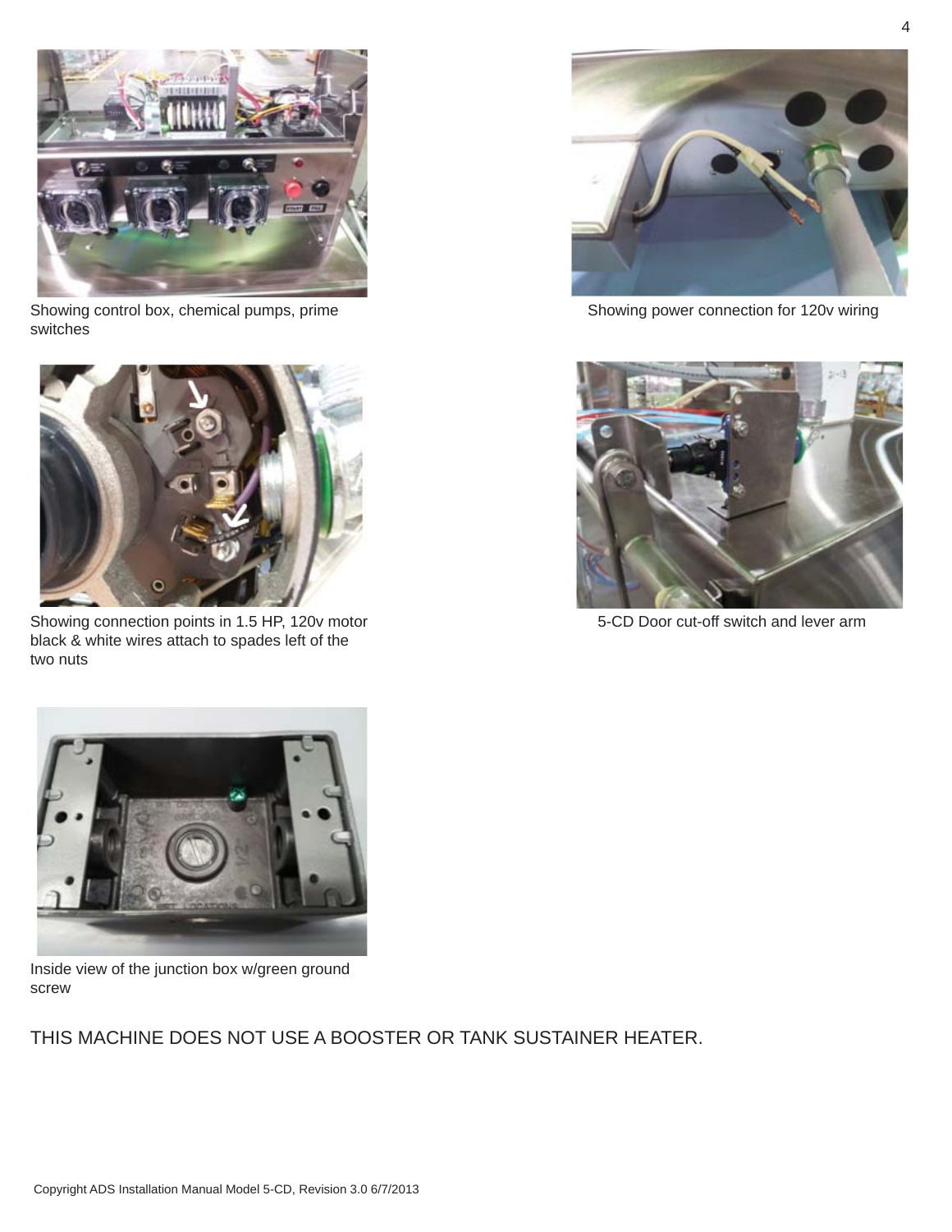Showing control box, chemical pumps, prime switches

Showing power connection for 120v wiring

Showing connection points in 1.5 HP, 120v motor black & white wires attach to spades left of the two nuts

5-CD Door cut-off switch and lever arm

Inside view of the junction box w/green ground screw

THIS MACHINE DOES NOT USE A BOOSTER OR TANK SUSTAINER HEATER.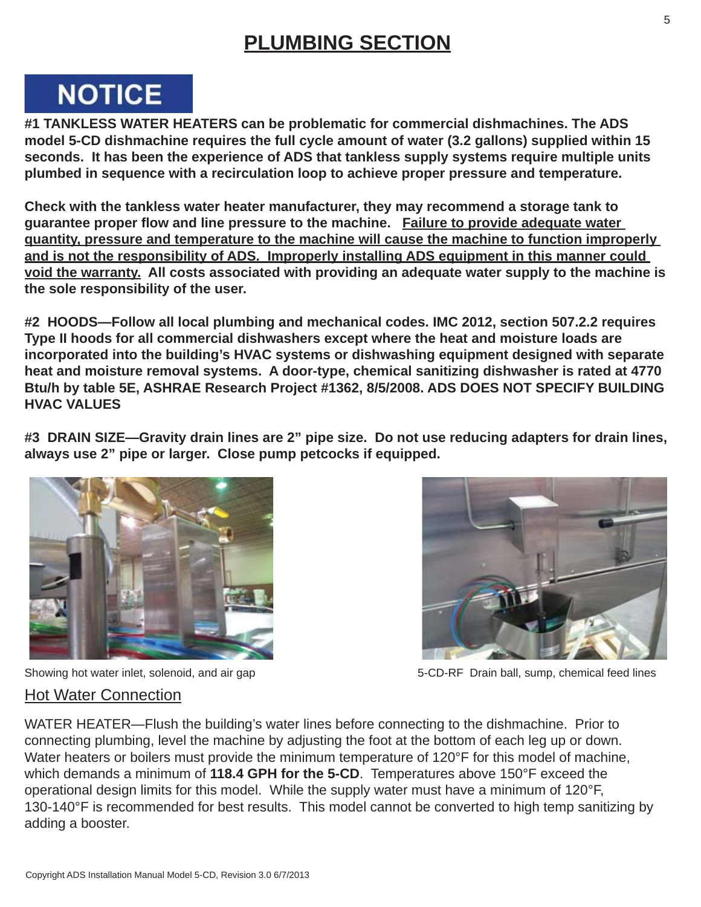# PLUMBING SECTION

## NOTICE

**#1 TANKLESS WATER HEATERS can be problematic for commercial dishmachines. The ADS model 5-CD dishmachine requires the full cycle amount of water (3.2 gallons) supplied within 15 seconds. It has been the experience of ADS that tankless supply systems require multiple units plumbed in sequence with a recirculation loop to achieve proper pressure and temperature.**

**Check with the tankless water heater manufacturer, they may recommend a storage tank to guarantee proper flow and line pressure to the machine. <u>Failure to provide adequate water quantity, pressure and temperature to the machine will cause the machine to function improperly and is not the responsibility of ADS. Improperly installing ADS equipment in this manner could void the warranty.</u> All costs associated with providing an adequate water supply to the machine is the sole responsibility of the user.**

**#2 HOODS—Follow all local plumbing and mechanical codes. IMC 2012, section 507.2.2 requires Type II hoods for all commercial dishwashers except where the heat and moisture loads are incorporated into the building's HVAC systems or dishwashing equipment designed with separate heat and moisture removal systems. A door-type, chemical sanitizing dishwasher is rated at 4770 Btu/h by table 5E, ASHRAE Research Project #1362, 8/5/2008. ADS DOES NOT SPECIFY BUILDING HVAC VALUES**

**#3 DRAIN SIZE—Gravity drain lines are 2" pipe size. Do not use reducing adapters for drain lines, always use 2" pipe or larger. Close pump petcocks if equipped.**

Showing hot water inlet, solenoid, and air gap

5-CD-RF Drain ball, sump, chemical feed lines

## Hot Water Connection

WATER HEATER—Flush the building's water lines before connecting to the dishmachine. Prior to connecting plumbing, level the machine by adjusting the foot at the bottom of each leg up or down. Water heaters or boilers must provide the minimum temperature of 120°F for this model of machine, which demands a minimum of **118.4 GPH for the 5-CD**. Temperatures above 150°F exceed the operational design limits for this model. While the supply water must have a minimum of 120°F, 130-140°F is recommended for best results. This model cannot be converted to high temp sanitizing by adding a booster.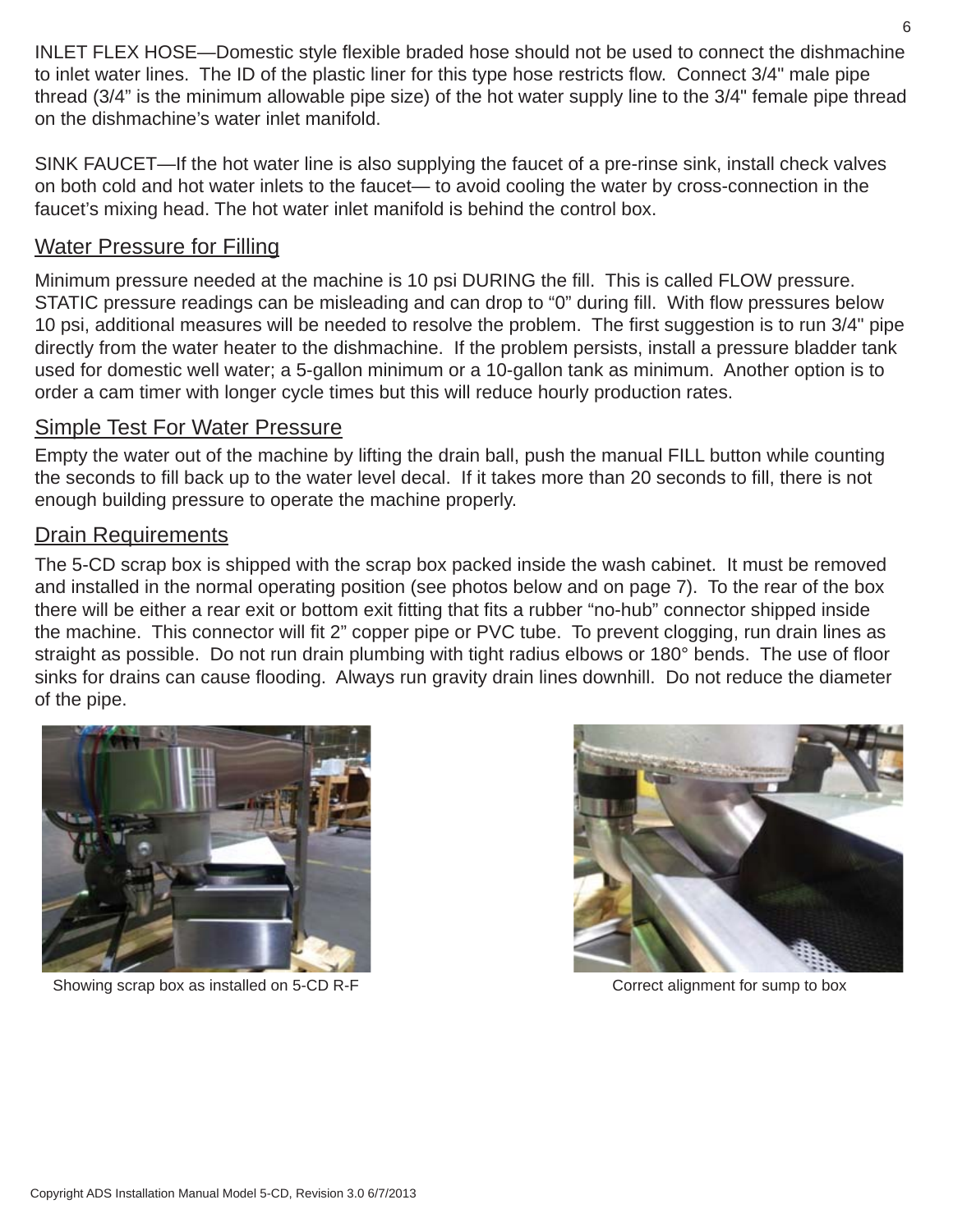INLET FLEX HOSE—Domestic style flexible braded hose should not be used to connect the dishmachine to inlet water lines. The ID of the plastic liner for this type hose restricts flow. Connect 3/4" male pipe thread (3/4" is the minimum allowable pipe size) of the hot water supply line to the 3/4" female pipe thread on the dishmachine's water inlet manifold.

SINK FAUCET—If the hot water line is also supplying the faucet of a pre-rinse sink, install check valves on both cold and hot water inlets to the faucet— to avoid cooling the water by cross-connection in the faucet's mixing head. The hot water inlet manifold is behind the control box.

## Water Pressure for Filling

Minimum pressure needed at the machine is 10 psi DURING the fill. This is called FLOW pressure. STATIC pressure readings can be misleading and can drop to "0" during fill. With flow pressures below 10 psi, additional measures will be needed to resolve the problem. The first suggestion is to run 3/4" pipe directly from the water heater to the dishmachine. If the problem persists, install a pressure bladder tank used for domestic well water; a 5-gallon minimum or a 10-gallon tank as minimum. Another option is to order a cam timer with longer cycle times but this will reduce hourly production rates.

## Simple Test For Water Pressure

Empty the water out of the machine by lifting the drain ball, push the manual FILL button while counting the seconds to fill back up to the water level decal. If it takes more than 20 seconds to fill, there is not enough building pressure to operate the machine properly.

## Drain Requirements

The 5-CD scrap box is shipped with the scrap box packed inside the wash cabinet. It must be removed and installed in the normal operating position (see photos below and on page 7). To the rear of the box there will be either a rear exit or bottom exit fitting that fits a rubber "no-hub" connector shipped inside the machine. This connector will fit 2" copper pipe or PVC tube. To prevent clogging, run drain lines as straight as possible. Do not run drain plumbing with tight radius elbows or 180° bends. The use of floor sinks for drains can cause flooding. Always run gravity drain lines downhill. Do not reduce the diameter of the pipe.

Showing scrap box as installed on 5-CD R-F

Correct alignment for sump to box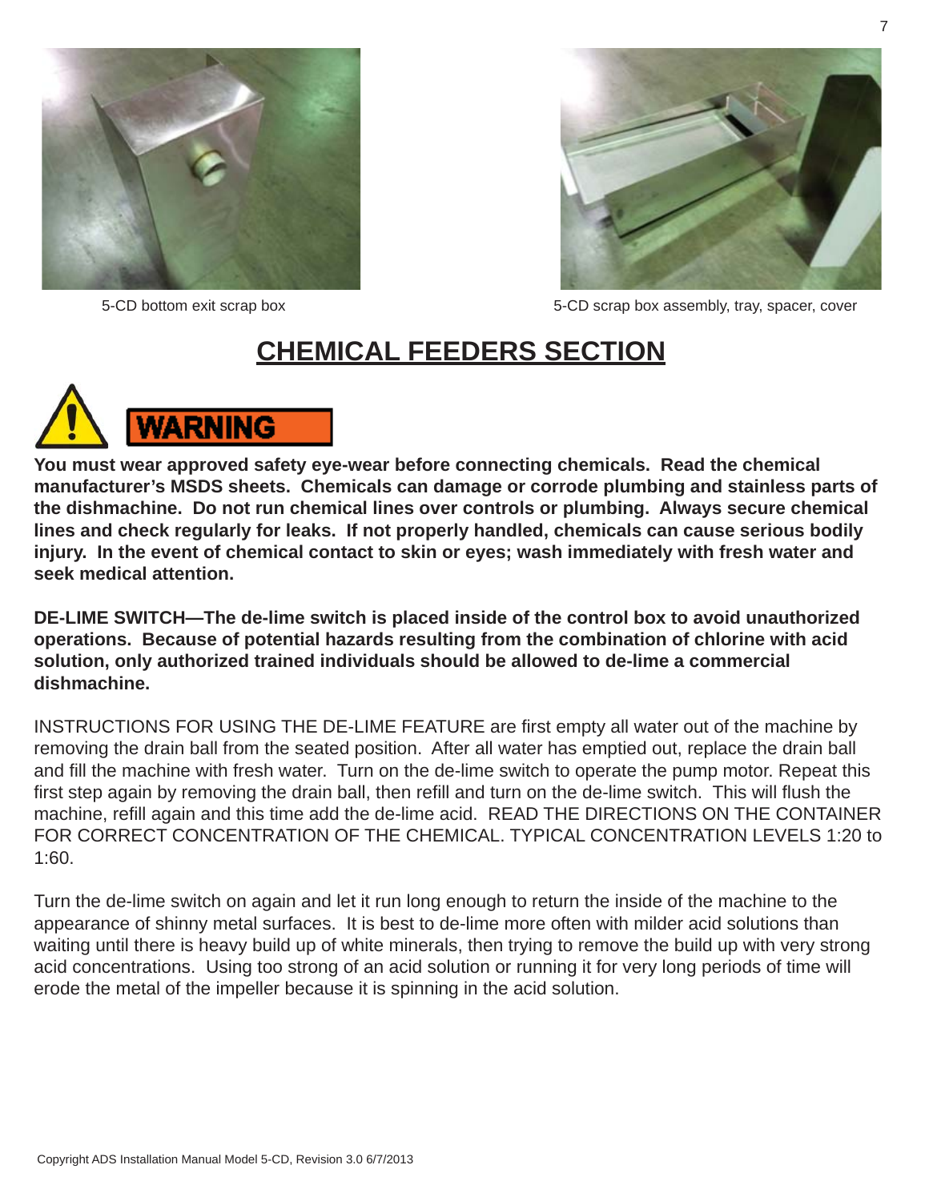5-CD bottom exit scrap box

5-CD scrap box assembly, tray, spacer, cover

# CHEMICAL FEEDERS SECTION

**WARNING**

**You must wear approved safety eye-wear before connecting chemicals. Read the chemical manufacturer's MSDS sheets. Chemicals can damage or corrode plumbing and stainless parts of the dishmachine. Do not run chemical lines over controls or plumbing. Always secure chemical lines and check regularly for leaks. If not properly handled, chemicals can cause serious bodily injury. In the event of chemical contact to skin or eyes; wash immediately with fresh water and seek medical attention.**

**DE-LIME SWITCH—The de-lime switch is placed inside of the control box to avoid unauthorized operations. Because of potential hazards resulting from the combination of chlorine with acid solution, only authorized trained individuals should be allowed to de-lime a commercial dishmachine.**

INSTRUCTIONS FOR USING THE DE-LIME FEATURE are first empty all water out of the machine by removing the drain ball from the seated position. After all water has emptied out, replace the drain ball and fill the machine with fresh water. Turn on the de-lime switch to operate the pump motor. Repeat this first step again by removing the drain ball, then refill and turn on the de-lime switch. This will flush the machine, refill again and this time add the de-lime acid. READ THE DIRECTIONS ON THE CONTAINER FOR CORRECT CONCENTRATION OF THE CHEMICAL. TYPICAL CONCENTRATION LEVELS 1:20 to 1:60.

Turn the de-lime switch on again and let it run long enough to return the inside of the machine to the appearance of shinny metal surfaces. It is best to de-lime more often with milder acid solutions than waiting until there is heavy build up of white minerals, then trying to remove the build up with very strong acid concentrations. Using too strong of an acid solution or running it for very long periods of time will erode the metal of the impeller because it is spinning in the acid solution.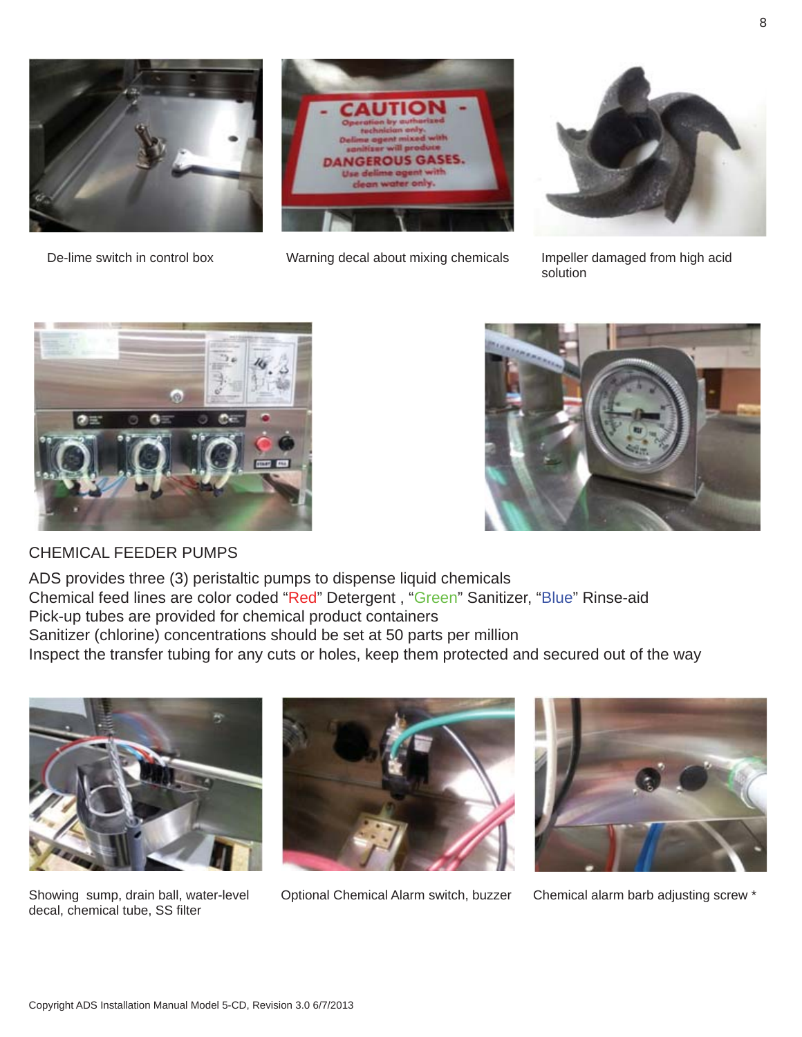De-lime switch in control box

Warning decal about mixing chemicals

Impeller damaged from high acid solution

CHEMICAL FEEDER PUMPS

ADS provides three (3) peristaltic pumps to dispense liquid chemicals
Chemical feed lines are color coded "Red" Detergent , "Green" Sanitizer, "Blue" Rinse-aid
Pick-up tubes are provided for chemical product containers
Sanitizer (chlorine) concentrations should be set at 50 parts per million
Inspect the transfer tubing for any cuts or holes, keep them protected and secured out of the way

Showing sump, drain ball, water-level decal, chemical tube, SS filter

Optional Chemical Alarm switch, buzzer

Chemical alarm barb adjusting screw *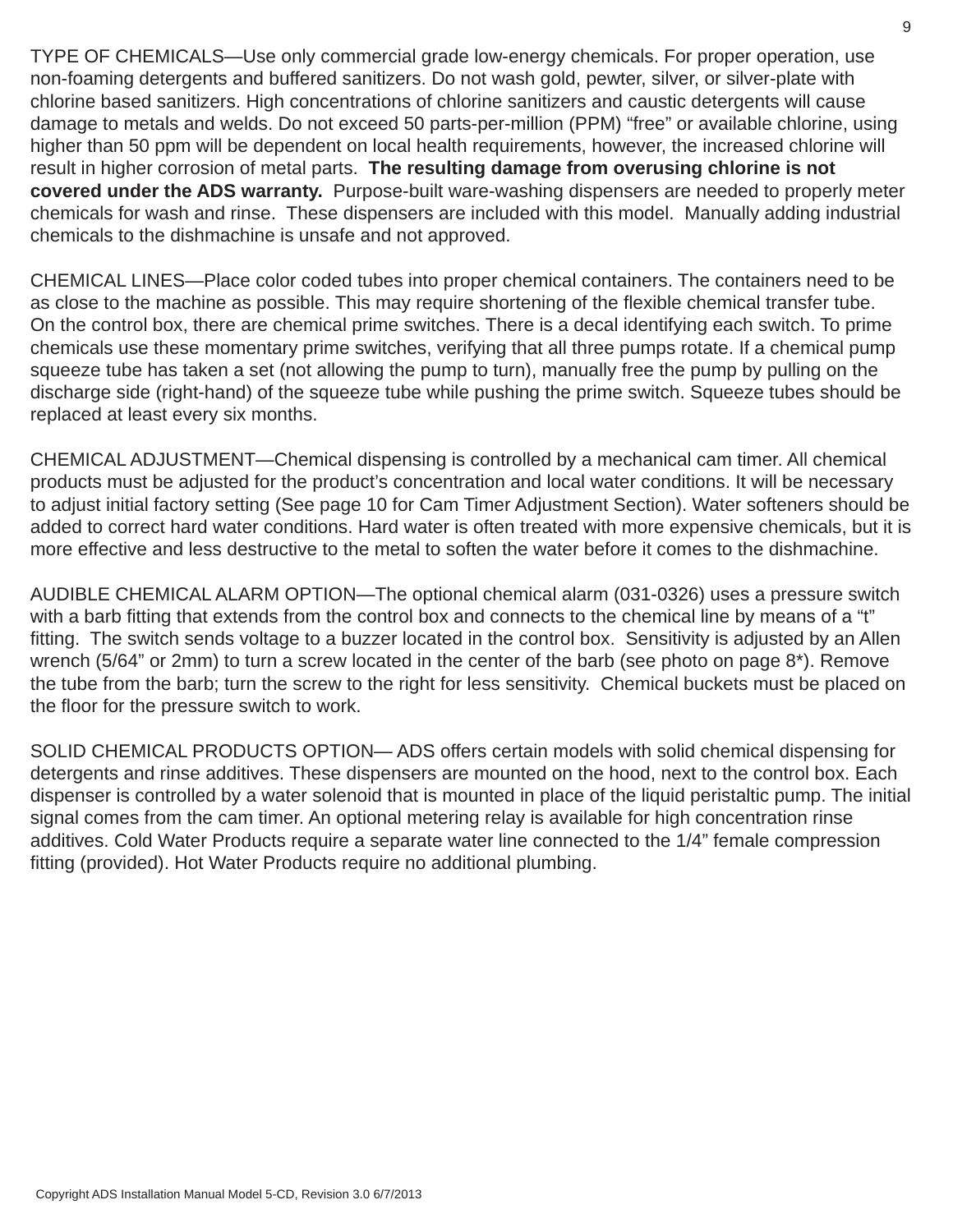TYPE OF CHEMICALS—Use only commercial grade low-energy chemicals. For proper operation, use non-foaming detergents and buffered sanitizers. Do not wash gold, pewter, silver, or silver-plate with chlorine based sanitizers. High concentrations of chlorine sanitizers and caustic detergents will cause damage to metals and welds. Do not exceed 50 parts-per-million (PPM) “free” or available chlorine, using higher than 50 ppm will be dependent on local health requirements, however, the increased chlorine will result in higher corrosion of metal parts. **The resulting damage from overusing chlorine is not covered under the ADS warranty.** Purpose-built ware-washing dispensers are needed to properly meter chemicals for wash and rinse. These dispensers are included with this model. Manually adding industrial chemicals to the dishmachine is unsafe and not approved.

CHEMICAL LINES—Place color coded tubes into proper chemical containers. The containers need to be as close to the machine as possible. This may require shortening of the flexible chemical transfer tube. On the control box, there are chemical prime switches. There is a decal identifying each switch. To prime chemicals use these momentary prime switches, verifying that all three pumps rotate. If a chemical pump squeeze tube has taken a set (not allowing the pump to turn), manually free the pump by pulling on the discharge side (right-hand) of the squeeze tube while pushing the prime switch. Squeeze tubes should be replaced at least every six months.

CHEMICAL ADJUSTMENT—Chemical dispensing is controlled by a mechanical cam timer. All chemical products must be adjusted for the product’s concentration and local water conditions. It will be necessary to adjust initial factory setting (See page 10 for Cam Timer Adjustment Section). Water softeners should be added to correct hard water conditions. Hard water is often treated with more expensive chemicals, but it is more effective and less destructive to the metal to soften the water before it comes to the dishmachine.

AUDIBLE CHEMICAL ALARM OPTION—The optional chemical alarm (031-0326) uses a pressure switch with a barb fitting that extends from the control box and connects to the chemical line by means of a “t” fitting. The switch sends voltage to a buzzer located in the control box. Sensitivity is adjusted by an Allen wrench (5/64” or 2mm) to turn a screw located in the center of the barb (see photo on page 8*). Remove the tube from the barb; turn the screw to the right for less sensitivity. Chemical buckets must be placed on the floor for the pressure switch to work.

SOLID CHEMICAL PRODUCTS OPTION— ADS offers certain models with solid chemical dispensing for detergents and rinse additives. These dispensers are mounted on the hood, next to the control box. Each dispenser is controlled by a water solenoid that is mounted in place of the liquid peristaltic pump. The initial signal comes from the cam timer. An optional metering relay is available for high concentration rinse additives. Cold Water Products require a separate water line connected to the 1/4” female compression fitting (provided). Hot Water Products require no additional plumbing.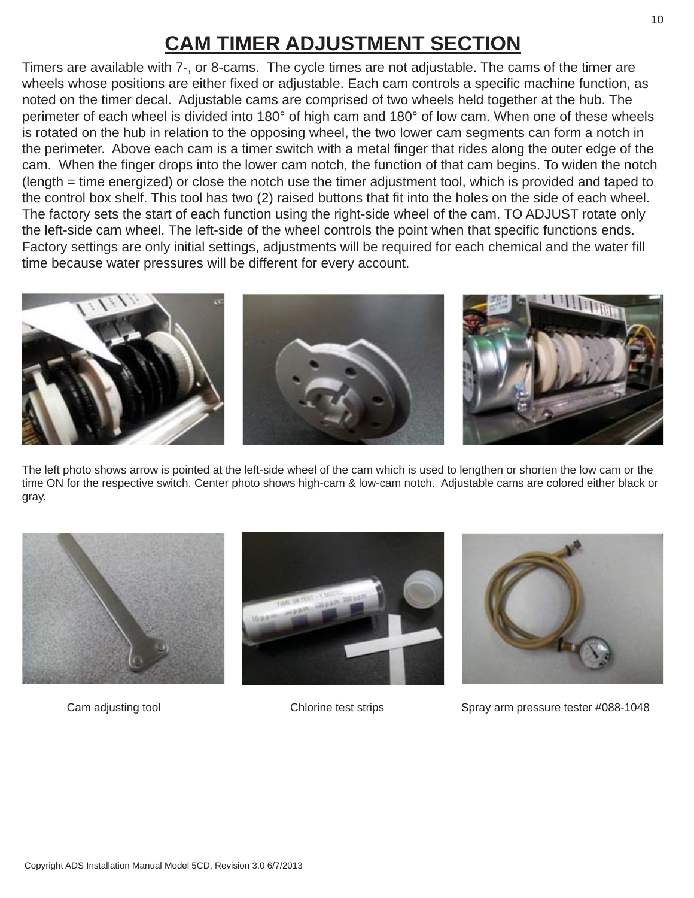# CAM TIMER ADJUSTMENT SECTION

Timers are available with 7-, or 8-cams. The cycle times are not adjustable. The cams of the timer are wheels whose positions are either fixed or adjustable. Each cam controls a specific machine function, as noted on the timer decal. Adjustable cams are comprised of two wheels held together at the hub. The perimeter of each wheel is divided into 180° of high cam and 180° of low cam. When one of these wheels is rotated on the hub in relation to the opposing wheel, the two lower cam segments can form a notch in the perimeter. Above each cam is a timer switch with a metal finger that rides along the outer edge of the cam. When the finger drops into the lower cam notch, the function of that cam begins. To widen the notch (length = time energized) or close the notch use the timer adjustment tool, which is provided and taped to the control box shelf. This tool has two (2) raised buttons that fit into the holes on the side of each wheel. The factory sets the start of each function using the right-side wheel of the cam. TO ADJUST rotate only the left-side cam wheel. The left-side of the wheel controls the point when that specific functions ends. Factory settings are only initial settings, adjustments will be required for each chemical and the water fill time because water pressures will be different for every account.

The left photo shows arrow is pointed at the left-side wheel of the cam which is used to lengthen or shorten the low cam or the time ON for the respective switch. Center photo shows high-cam & low-cam notch. Adjustable cams are colored either black or gray.

Cam adjusting tool

Chlorine test strips

Spray arm pressure tester #088-1048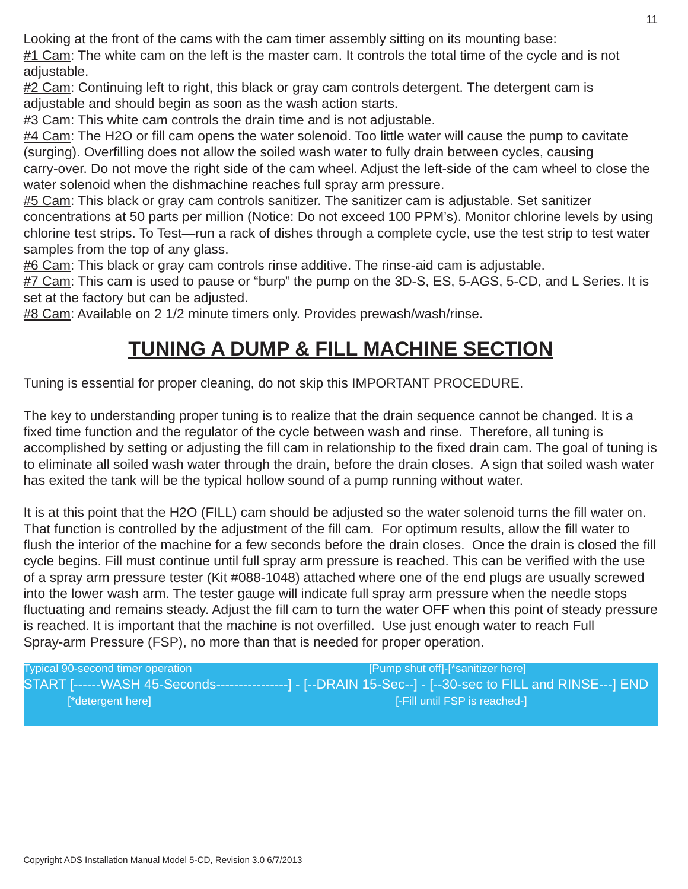Looking at the front of the cams with the cam timer assembly sitting on its mounting base:

#1 Cam: The white cam on the left is the master cam. It controls the total time of the cycle and is not adjustable.

#2 Cam: Continuing left to right, this black or gray cam controls detergent. The detergent cam is adjustable and should begin as soon as the wash action starts.

#3 Cam: This white cam controls the drain time and is not adjustable.

#4 Cam: The H2O or fill cam opens the water solenoid. Too little water will cause the pump to cavitate (surging). Overfilling does not allow the soiled wash water to fully drain between cycles, causing carry-over. Do not move the right side of the cam wheel. Adjust the left-side of the cam wheel to close the water solenoid when the dishmachine reaches full spray arm pressure.

#5 Cam: This black or gray cam controls sanitizer. The sanitizer cam is adjustable. Set sanitizer concentrations at 50 parts per million (Notice: Do not exceed 100 PPM's). Monitor chlorine levels by using chlorine test strips. To Test—run a rack of dishes through a complete cycle, use the test strip to test water samples from the top of any glass.

#6 Cam: This black or gray cam controls rinse additive. The rinse-aid cam is adjustable.

#7 Cam: This cam is used to pause or "burp" the pump on the 3D-S, ES, 5-AGS, 5-CD, and L Series. It is set at the factory but can be adjusted.

#8 Cam: Available on 2 1/2 minute timers only. Provides prewash/wash/rinse.

## TUNING A DUMP & FILL MACHINE SECTION

Tuning is essential for proper cleaning, do not skip this IMPORTANT PROCEDURE.

The key to understanding proper tuning is to realize that the drain sequence cannot be changed. It is a fixed time function and the regulator of the cycle between wash and rinse. Therefore, all tuning is accomplished by setting or adjusting the fill cam in relationship to the fixed drain cam. The goal of tuning is to eliminate all soiled wash water through the drain, before the drain closes. A sign that soiled wash water has exited the tank will be the typical hollow sound of a pump running without water.

It is at this point that the H2O (FILL) cam should be adjusted so the water solenoid turns the fill water on. That function is controlled by the adjustment of the fill cam. For optimum results, allow the fill water to flush the interior of the machine for a few seconds before the drain closes. Once the drain is closed the fill cycle begins. Fill must continue until full spray arm pressure is reached. This can be verified with the use of a spray arm pressure tester (Kit #088-1048) attached where one of the end plugs are usually screwed into the lower wash arm. The tester gauge will indicate full spray arm pressure when the needle stops fluctuating and remains steady. Adjust the fill cam to turn the water OFF when this point of steady pressure is reached. It is important that the machine is not overfilled. Use just enough water to reach Full Spray-arm Pressure (FSP), no more than that is needed for proper operation.

```
Typical 90-second timer operation                                 [Pump shut off]-[*sanitizer here]
START [------WASH 45-Seconds----------------] - [--DRAIN 15-Sec--] - [--30-sec to FILL and RINSE---] END
        [*detergent here]                                              [-Fill until FSP is reached-]
```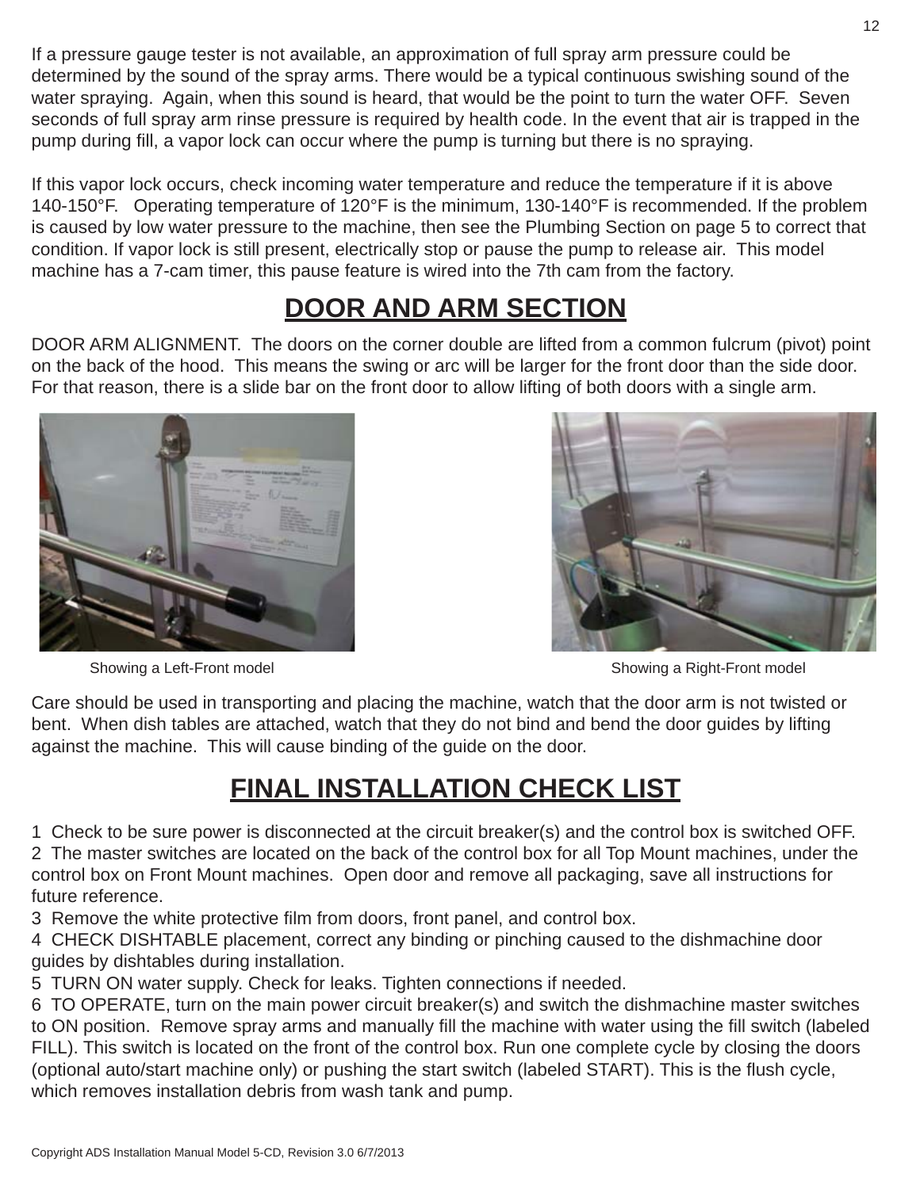If a pressure gauge tester is not available, an approximation of full spray arm pressure could be determined by the sound of the spray arms. There would be a typical continuous swishing sound of the water spraying. Again, when this sound is heard, that would be the point to turn the water OFF. Seven seconds of full spray arm rinse pressure is required by health code. In the event that air is trapped in the pump during fill, a vapor lock can occur where the pump is turning but there is no spraying.

If this vapor lock occurs, check incoming water temperature and reduce the temperature if it is above 140-150°F. Operating temperature of 120°F is the minimum, 130-140°F is recommended. If the problem is caused by low water pressure to the machine, then see the Plumbing Section on page 5 to correct that condition. If vapor lock is still present, electrically stop or pause the pump to release air. This model machine has a 7-cam timer, this pause feature is wired into the 7th cam from the factory.

## DOOR AND ARM SECTION

DOOR ARM ALIGNMENT. The doors on the corner double are lifted from a common fulcrum (pivot) point on the back of the hood. This means the swing or arc will be larger for the front door than the side door. For that reason, there is a slide bar on the front door to allow lifting of both doors with a single arm.

Showing a Left-Front model

Showing a Right-Front model

Care should be used in transporting and placing the machine, watch that the door arm is not twisted or bent. When dish tables are attached, watch that they do not bind and bend the door guides by lifting against the machine. This will cause binding of the guide on the door.

## FINAL INSTALLATION CHECK LIST

1 Check to be sure power is disconnected at the circuit breaker(s) and the control box is switched OFF.
2 The master switches are located on the back of the control box for all Top Mount machines, under the control box on Front Mount machines. Open door and remove all packaging, save all instructions for future reference.
3 Remove the white protective film from doors, front panel, and control box.
4 CHECK DISHTABLE placement, correct any binding or pinching caused to the dishmachine door guides by dishtables during installation.
5 TURN ON water supply. Check for leaks. Tighten connections if needed.
6 TO OPERATE, turn on the main power circuit breaker(s) and switch the dishmachine master switches to ON position. Remove spray arms and manually fill the machine with water using the fill switch (labeled FILL). This switch is located on the front of the control box. Run one complete cycle by closing the doors (optional auto/start machine only) or pushing the start switch (labeled START). This is the flush cycle, which removes installation debris from wash tank and pump.

Copyright ADS Installation Manual Model 5-CD, Revision 3.0 6/7/2013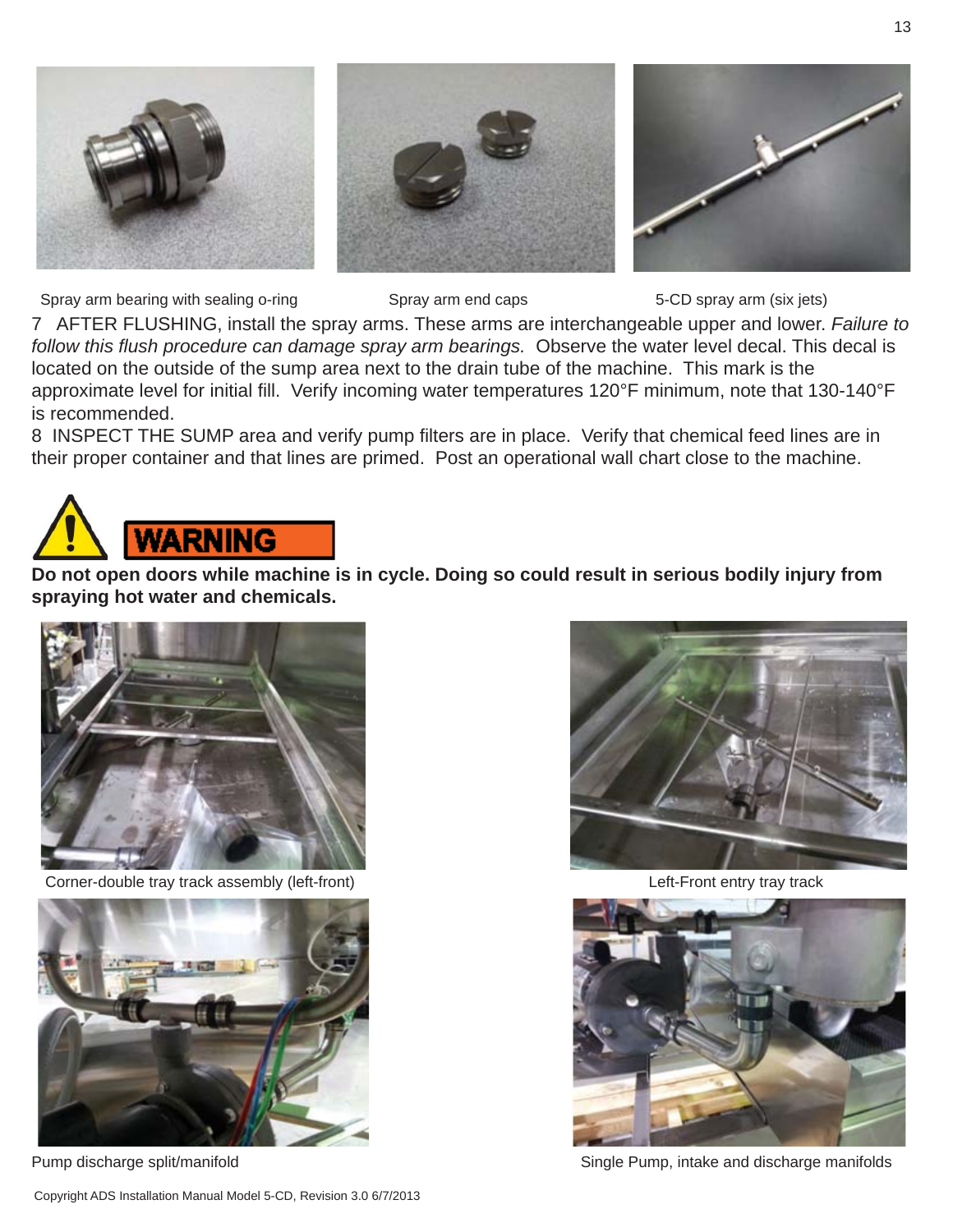Spray arm bearing with sealing o-ring

Spray arm end caps

5-CD spray arm (six jets)

7 AFTER FLUSHING, install the spray arms. These arms are interchangeable upper and lower. *Failure to follow this flush procedure can damage spray arm bearings.* Observe the water level decal. This decal is located on the outside of the sump area next to the drain tube of the machine. This mark is the approximate level for initial fill. Verify incoming water temperatures 120°F minimum, note that 130-140°F is recommended.

8 INSPECT THE SUMP area and verify pump filters are in place. Verify that chemical feed lines are in their proper container and that lines are primed. Post an operational wall chart close to the machine.

**WARNING**

**Do not open doors while machine is in cycle. Doing so could result in serious bodily injury from spraying hot water and chemicals.**

Corner-double tray track assembly (left-front)

Left-Front entry tray track

Pump discharge split/manifold

Single Pump, intake and discharge manifolds

Copyright ADS Installation Manual Model 5-CD, Revision 3.0 6/7/2013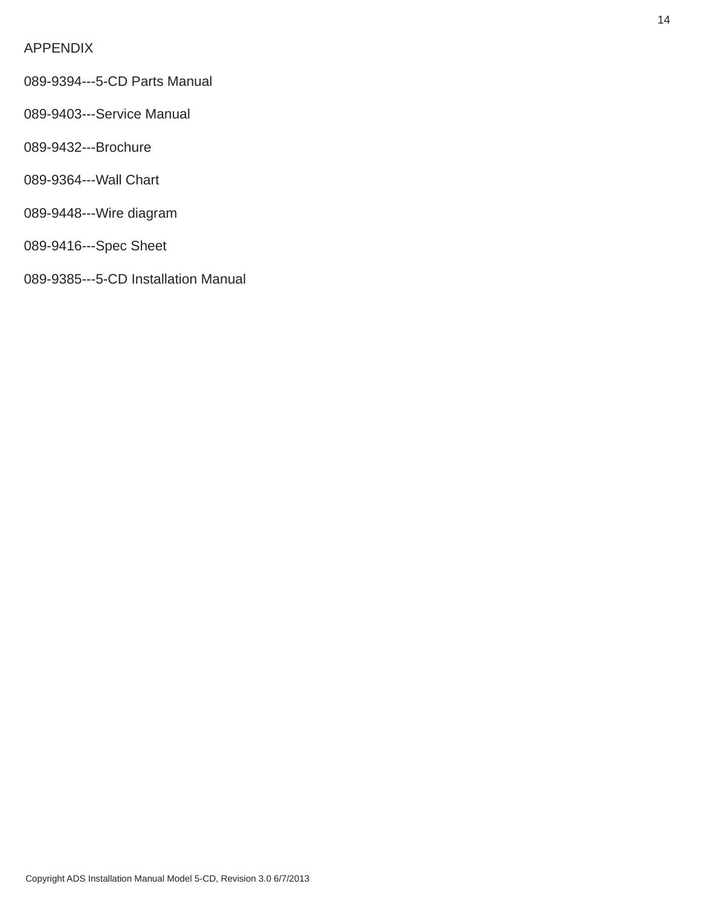# APPENDIX

089-9394---5-CD Parts Manual

089-9403---Service Manual

089-9432---Brochure

089-9364---Wall Chart

089-9448---Wire diagram

089-9416---Spec Sheet

089-9385---5-CD Installation Manual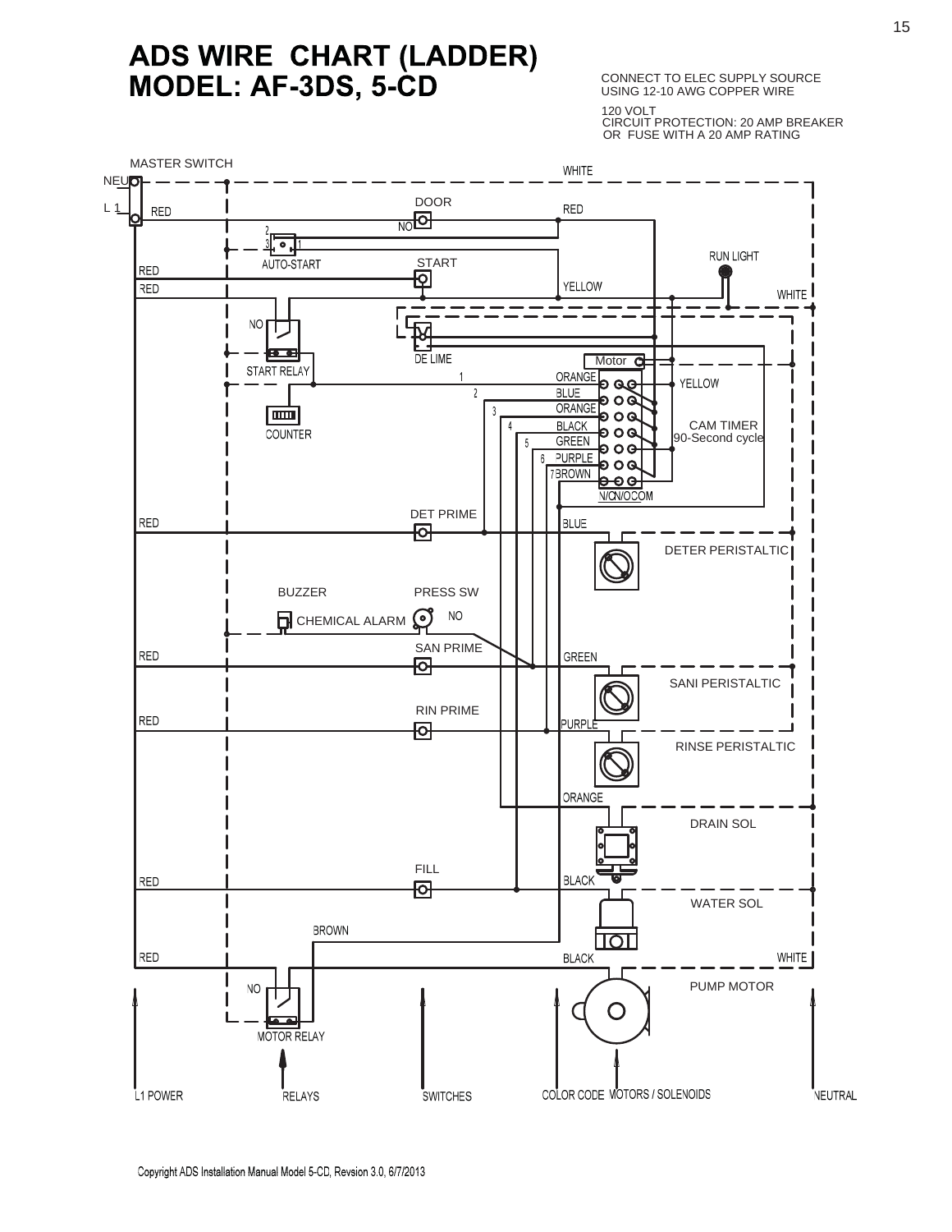# ADS WIRE CHART (LADDER)
# MODEL: AF-3DS, 5-CD

CONNECT TO ELEC SUPPLY SOURCE
USING 12-10 AWG COPPER WIRE

120 VOLT
CIRCUIT PROTECTION: 20 AMP BREAKER
OR FUSE WITH A 20 AMP RATING

MASTER SWITCH
NEU
L 1
RED
WHITE
DOOR
NO
RED
2
3
1
AUTO-START
START
RED
RED
YELLOW
RUN LIGHT
WHITE
NO
START RELAY
DE LIME
Motor
1
ORANGE
2
BLUE
YELLOW
COUNTER
3
ORANGE
4
BLACK
CAM TIMER
90-Second cycle
5
GREEN
6
PURPLE
7
BROWN
N/C N/O COM
DET PRIME
RED
BLUE
DETER PERISTALTIC
BUZZER
PRESS SW
CHEMICAL ALARM
NO
SAN PRIME
RED
GREEN
SANI PERISTALTIC
RIN PRIME
RED
PURPLE
RINSE PERISTALTIC
ORANGE
DRAIN SOL
FILL
RED
BLACK
WATER SOL
BROWN
RED
BLACK
WHITE
PUMP MOTOR
NO
MOTOR RELAY
L1 POWER
RELAYS
SWITCHES
COLOR CODE
MOTORS / SOLENOIDS
NEUTRAL

Copyright ADS Installation Manual Model 5-CD, Revsion 3.0, 6/7/2013